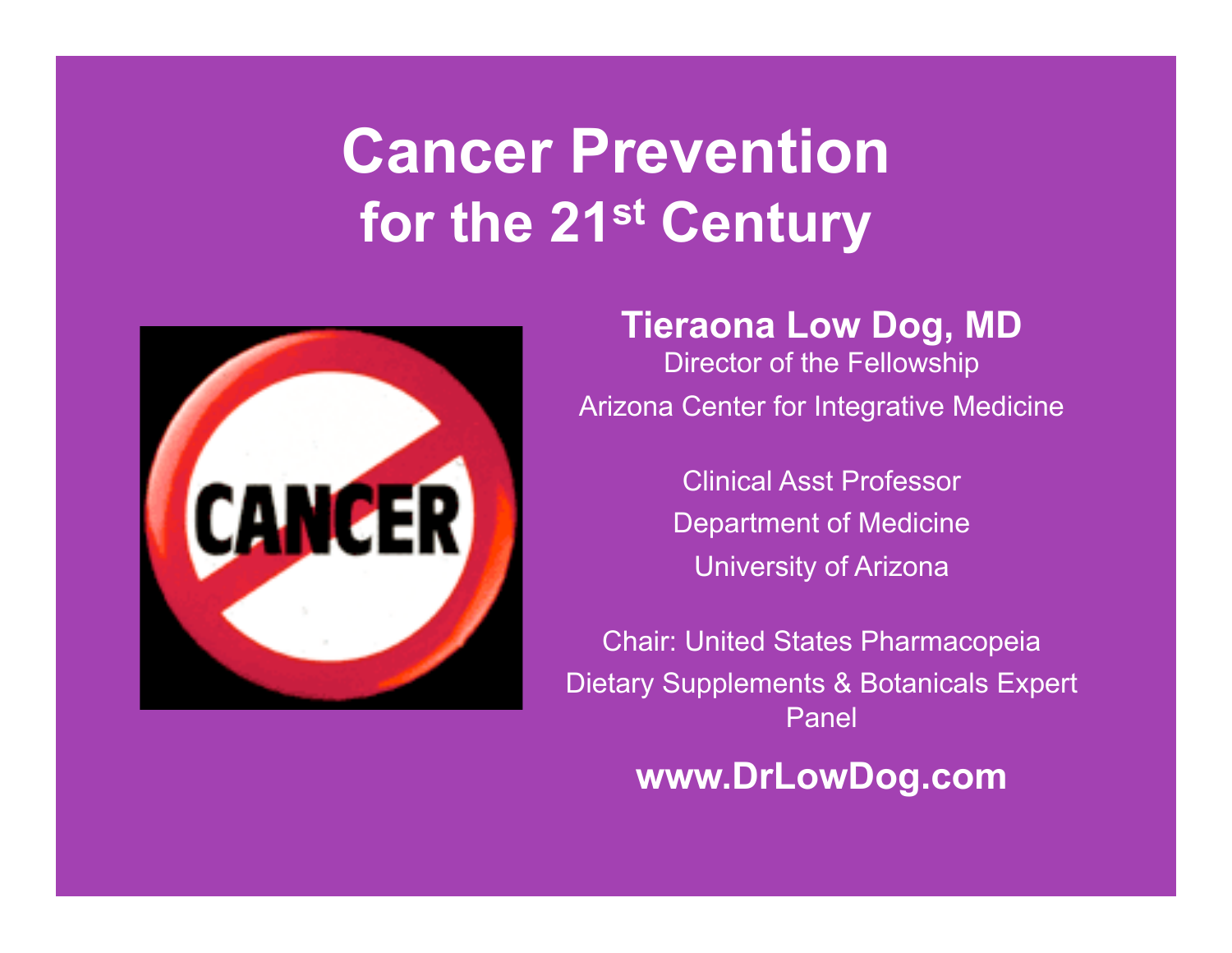# Cancer Prevention for the 21st Century

**Tieraona Low Dog, MD**

Director of the Fellowship

Arizona Center for Integrative Medicine

Clinical Asst Professor

Department of Medicine

University of Arizona

Chair: United States Pharmacopeia

Dietary Supplements & Botanicals Expert Panel

**www.DrLowDog.com**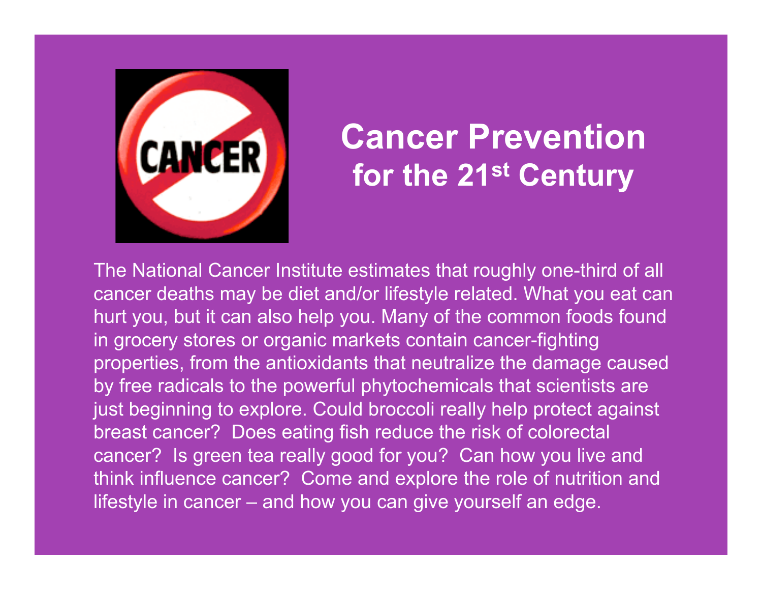# Cancer Prevention for the 21st Century

The National Cancer Institute estimates that roughly one-third of all cancer deaths may be diet and/or lifestyle related. What you eat can hurt you, but it can also help you. Many of the common foods found in grocery stores or organic markets contain cancer-fighting properties, from the antioxidants that neutralize the damage caused by free radicals to the powerful phytochemicals that scientists are just beginning to explore. Could broccoli really help protect against breast cancer? Does eating fish reduce the risk of colorectal cancer? Is green tea really good for you? Can how you live and think influence cancer? Come and explore the role of nutrition and lifestyle in cancer – and how you can give yourself an edge.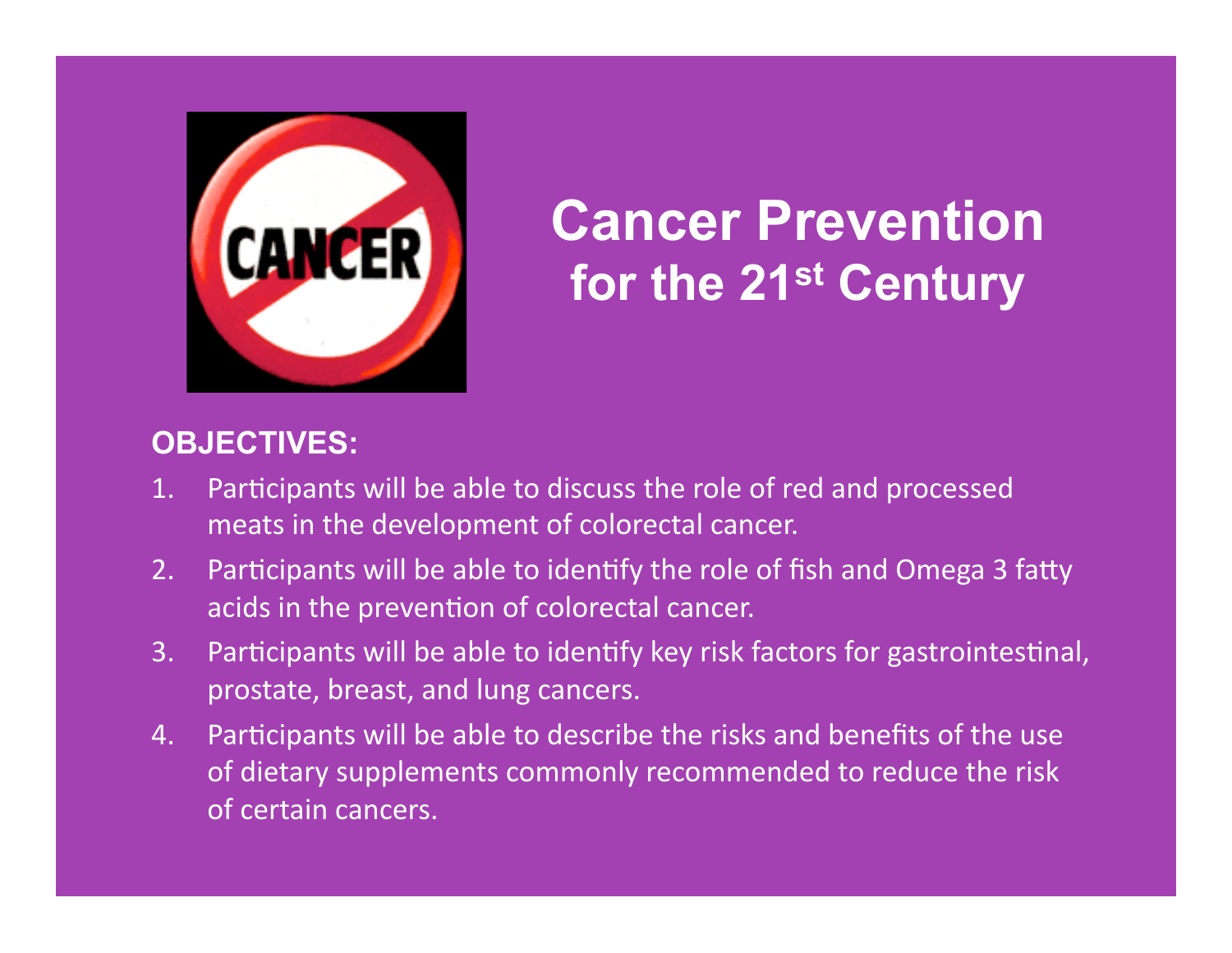# Cancer Prevention for the 21st Century

**OBJECTIVES:**

1. Participants will be able to discuss the role of red and processed meats in the development of colorectal cancer.
2. Participants will be able to identify the role of fish and Omega 3 fatty acids in the prevention of colorectal cancer.
3. Participants will be able to identify key risk factors for gastrointestinal, prostate, breast, and lung cancers.
4. Participants will be able to describe the risks and benefits of the use of dietary supplements commonly recommended to reduce the risk of certain cancers.